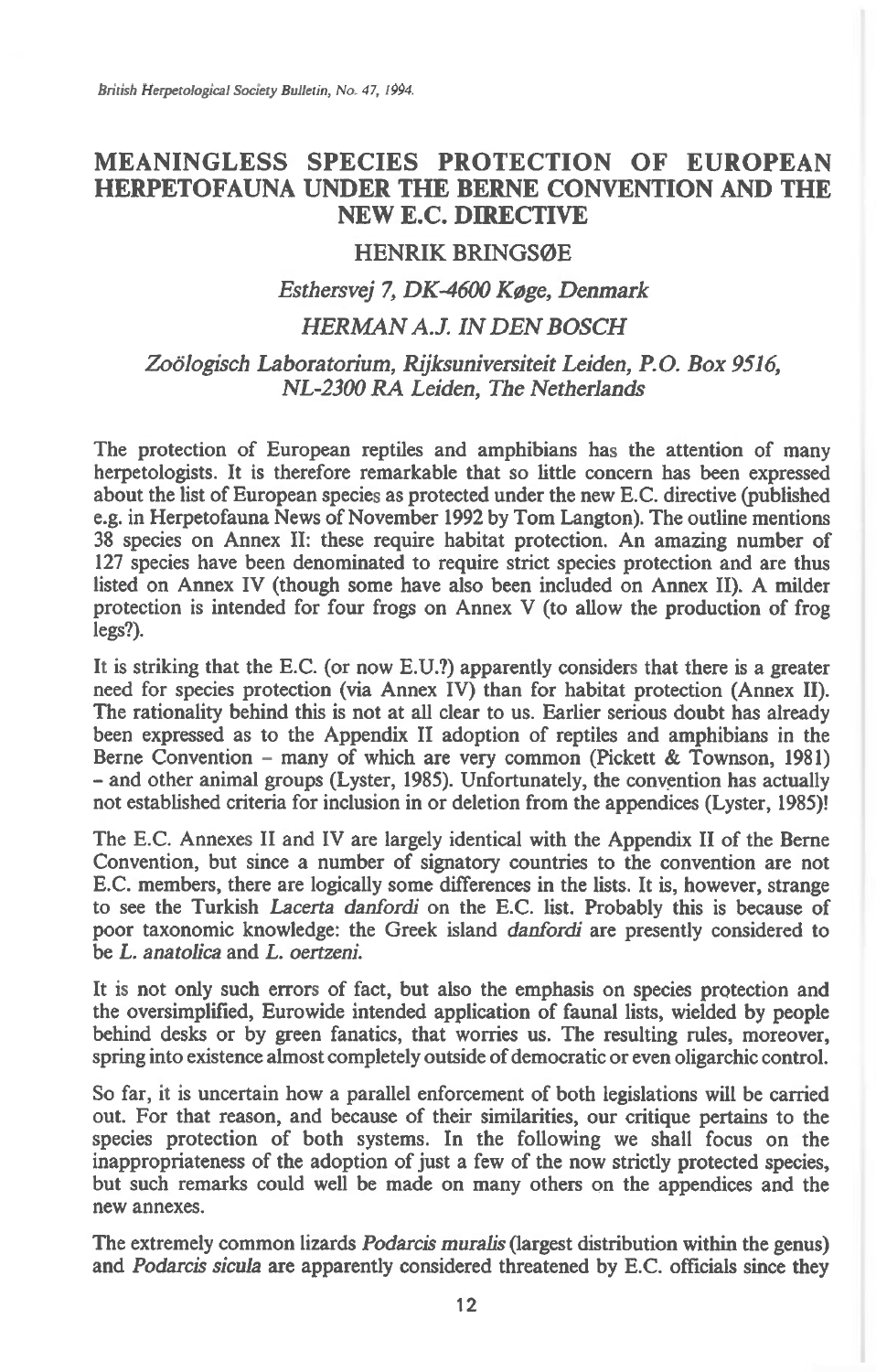# MEANINGLESS SPECIES PROTECTION OF EUROPEAN HERPETOFAUNA UNDER THE BERNE CONVENTION AND THE NEW E.C. DIRECTIVE

HENRIK BRINGSØE

*Esthersvej 7, DK-4600 Køge, Denmark*

*HERMAN A.J. IN DEN BOSCH*

*Zoölogisch Laboratorium, Rijksuniversiteit Leiden, P.O. Box 9516, NL-2300 RA Leiden, The Netherlands*

The protection of European reptiles and amphibians has the attention of many herpetologists. It is therefore remarkable that so little concern has been expressed about the list of European species as protected under the new E.C. directive (published e.g. in Herpetofauna News of November 1992 by Tom Langton). The outline mentions 38 species on Annex II: these require habitat protection. An amazing number of 127 species have been denominated to require strict species protection and are thus listed on Annex IV (though some have also been included on Annex II). A milder protection is intended for four frogs on Annex V (to allow the production of frog legs?).

It is striking that the E.C. (or now E.U.?) apparently considers that there is a greater need for species protection (via Annex IV) than for habitat protection (Annex II). The rationality behind this is not at all clear to us. Earlier serious doubt has already been expressed as to the Appendix II adoption of reptiles and amphibians in the Berne Convention – many of which are very common (Pickett & Townson, 1981) – and other animal groups (Lyster, 1985). Unfortunately, the convention has actually not established criteria for inclusion in or deletion from the appendices (Lyster, 1985)!

The E.C. Annexes II and IV are largely identical with the Appendix II of the Berne Convention, but since a number of signatory countries to the convention are not E.C. members, there are logically some differences in the lists. It is, however, strange to see the Turkish *Lacerta danfordi* on the E.C. list. Probably this is because of poor taxonomic knowledge: the Greek island *danfordi* are presently considered to be *L. anatolica* and *L. oertzeni*.

It is not only such errors of fact, but also the emphasis on species protection and the oversimplified, Eurowide intended application of faunal lists, wielded by people behind desks or by green fanatics, that worries us. The resulting rules, moreover, spring into existence almost completely outside of democratic or even oligarchic control.

So far, it is uncertain how a parallel enforcement of both legislations will be carried out. For that reason, and because of their similarities, our critique pertains to the species protection of both systems. In the following we shall focus on the inappropriateness of the adoption of just a few of the now strictly protected species, but such remarks could well be made on many others on the appendices and the new annexes.

The extremely common lizards *Podarcis muralis* (largest distribution within the genus) and *Podarcis sicula* are apparently considered threatened by E.C. officials since they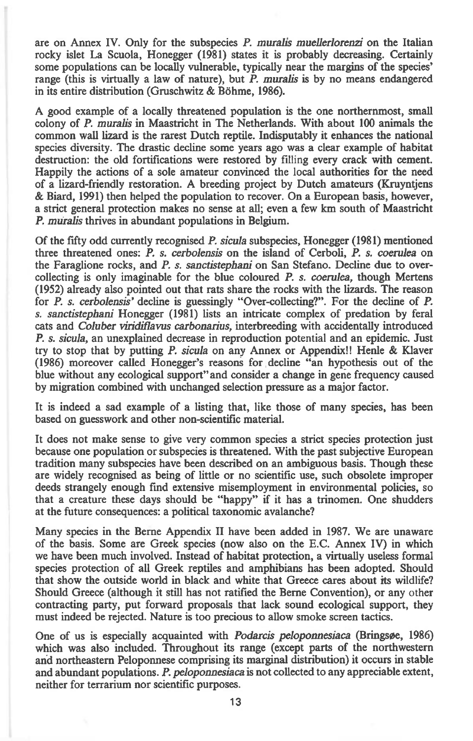are on Annex IV. Only for the subspecies *P. muralis muellerlorenzi* on the Italian rocky islet La Scuola, Honegger (1981) states it is probably decreasing. Certainly some populations can be locally vulnerable, typically near the margins of the species' range (this is virtually a law of nature), but *P. muralis* is by no means endangered in its entire distribution (Gruschwitz & Böhme, 1986).

A good example of a locally threatened population is the one northernmost, small colony of *P. muralis* in Maastricht in The Netherlands. With about 100 animals the common wall lizard is the rarest Dutch reptile. Indisputably it enhances the national species diversity. The drastic decline some years ago was a clear example of habitat destruction: the old fortifications were restored by filling every crack with cement. Happily the actions of a sole amateur convinced the local authorities for the need of a lizard-friendly restoration. A breeding project by Dutch amateurs (Kruyntjens & Biard, 1991) then helped the population to recover. On a European basis, however, a strict general protection makes no sense at all; even a few km south of Maastricht *P. muralis* thrives in abundant populations in Belgium.

Of the fifty odd currently recognised *P. sicula* subspecies, Honegger (1981) mentioned three threatened ones: *P. s. cerbolensis* on the island of Cerboli, *P. s. coerulea* on the Faraglione rocks, and *P. s. sanctistephani* on San Stefano. Decline due to over-collecting is only imaginable for the blue coloured *P. s. coerulea,* though Mertens (1952) already also pointed out that rats share the rocks with the lizards. The reason for *P. s. cerbolensis'* decline is guessingly "Over-collecting?". For the decline of *P. s. sanctistephani* Honegger (1981) lists an intricate complex of predation by feral cats and *Coluber viridiflavus carbonarius,* interbreeding with accidentally introduced *P. s. sicula,* an unexplained decrease in reproduction potential and an epidemic. Just try to stop that by putting *P. sicula* on any Annex or Appendix!! Henle & Klaver (1986) moreover called Honegger's reasons for decline "an hypothesis out of the blue without any ecological support" and consider a change in gene frequency caused by migration combined with unchanged selection pressure as a major factor.

It is indeed a sad example of a listing that, like those of many species, has been based on guesswork and other non-scientific material.

It does not make sense to give very common species a strict species protection just because one population or subspecies is threatened. With the past subjective European tradition many subspecies have been described on an ambiguous basis. Though these are widely recognised as being of little or no scientific use, such obsolete improper deeds strangely enough find extensive misemployment in environmental policies, so that a creature these days should be "happy" if it has a trinomen. One shudders at the future consequences: a political taxonomic avalanche?

Many species in the Berne Appendix II have been added in 1987. We are unaware of the basis. Some are Greek species (now also on the E.C. Annex IV) in which we have been much involved. Instead of habitat protection, a virtually useless formal species protection of all Greek reptiles and amphibians has been adopted. Should that show the outside world in black and white that Greece cares about its wildlife? Should Greece (although it still has not ratified the Berne Convention), or any other contracting party, put forward proposals that lack sound ecological support, they must indeed be rejected. Nature is too precious to allow smoke screen tactics.

One of us is especially acquainted with *Podarcis peloponnesiaca* (Bringsøe, 1986) which was also included. Throughout its range (except parts of the northwestern and northeastern Peloponnese comprising its marginal distribution) it occurs in stable and abundant populations. *P. peloponnesiaca* is not collected to any appreciable extent, neither for terrarium nor scientific purposes.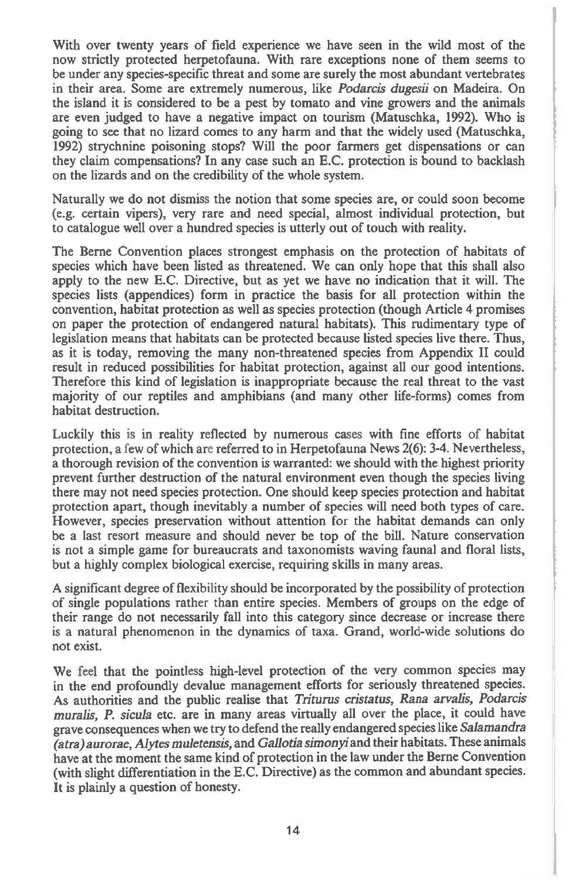With over twenty years of field experience we have seen in the wild most of the now strictly protected herpetofauna. With rare exceptions none of them seems to be under any species-specific threat and some are surely the most abundant vertebrates in their area. Some are extremely numerous, like *Podarcis dugesii* on Madeira. On the island it is considered to be a pest by tomato and vine growers and the animals are even judged to have a negative impact on tourism (Matuschka, 1992). Who is going to see that no lizard comes to any harm and that the widely used (Matuschka, 1992) strychnine poisoning stops? Will the poor farmers get dispensations or can they claim compensations? In any case such an E.C. protection is bound to backlash on the lizards and on the credibility of the whole system.

Naturally we do not dismiss the notion that some species are, or could soon become (e.g. certain vipers), very rare and need special, almost individual protection, but to catalogue well over a hundred species is utterly out of touch with reality.

The Berne Convention places strongest emphasis on the protection of habitats of species which have been listed as threatened. We can only hope that this shall also apply to the new E.C. Directive, but as yet we have no indication that it will. The species lists (appendices) form in practice the basis for all protection within the convention, habitat protection as well as species protection (though Article 4 promises on paper the protection of endangered natural habitats). This rudimentary type of legislation means that habitats can be protected because listed species live there. Thus, as it is today, removing the many non-threatened species from Appendix II could result in reduced possibilities for habitat protection, against all our good intentions. Therefore this kind of legislation is inappropriate because the real threat to the vast majority of our reptiles and amphibians (and many other life-forms) comes from habitat destruction.

Luckily this is in reality reflected by numerous cases with fine efforts of habitat protection, a few of which are referred to in Herpetofauna News 2(6): 3-4. Nevertheless, a thorough revision of the convention is warranted: we should with the highest priority prevent further destruction of the natural environment even though the species living there may not need species protection. One should keep species protection and habitat protection apart, though inevitably a number of species will need both types of care. However, species preservation without attention for the habitat demands can only be a last resort measure and should never be top of the bill. Nature conservation is not a simple game for bureaucrats and taxonomists waving faunal and floral lists, but a highly complex biological exercise, requiring skills in many areas.

A significant degree of flexibility should be incorporated by the possibility of protection of single populations rather than entire species. Members of groups on the edge of their range do not necessarily fall into this category since decrease or increase there is a natural phenomenon in the dynamics of taxa. Grand, world-wide solutions do not exist.

We feel that the pointless high-level protection of the very common species may in the end profoundly devalue management efforts for seriously threatened species. As authorities and the public realise that *Triturus cristatus, Rana arvalis, Podarcis muralis, P. sicula* etc. are in many areas virtually all over the place, it could have grave consequences when we try to defend the really endangered species like *Salamandra (atra) aurorae, Alytes muletensis,* and *Gallotia simonyi* and their habitats. These animals have at the moment the same kind of protection in the law under the Berne Convention (with slight differentiation in the E.C. Directive) as the common and abundant species. It is plainly a question of honesty.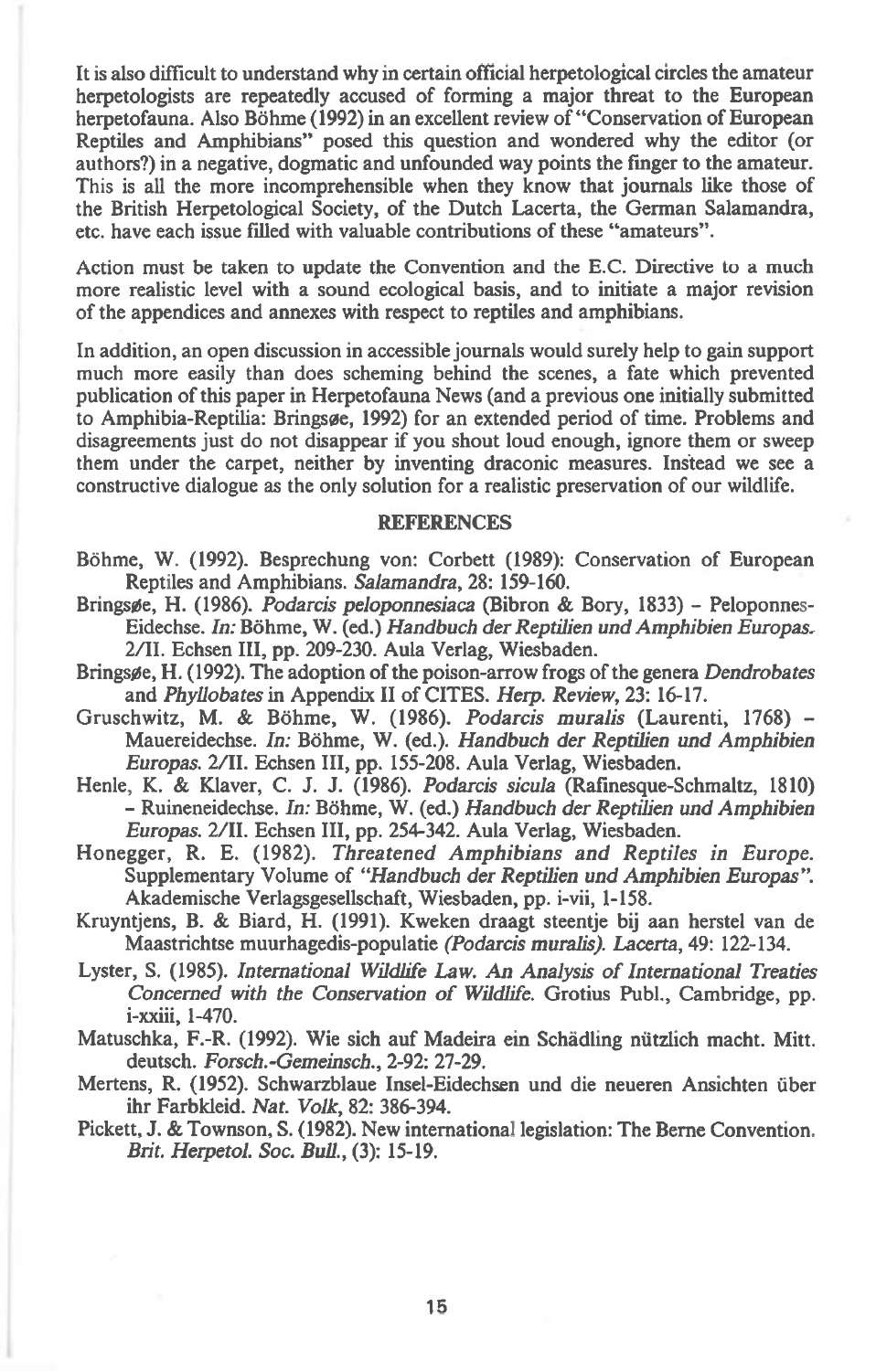It is also difficult to understand why in certain official herpetological circles the amateur herpetologists are repeatedly accused of forming a major threat to the European herpetofauna. Also Böhme (1992) in an excellent review of "Conservation of European Reptiles and Amphibians" posed this question and wondered why the editor (or authors?) in a negative, dogmatic and unfounded way points the finger to the amateur. This is all the more incomprehensible when they know that journals like those of the British Herpetological Society, of the Dutch Lacerta, the German Salamandra, etc. have each issue filled with valuable contributions of these "amateurs".

Action must be taken to update the Convention and the E.C. Directive to a much more realistic level with a sound ecological basis, and to initiate a major revision of the appendices and annexes with respect to reptiles and amphibians.

In addition, an open discussion in accessible journals would surely help to gain support much more easily than does scheming behind the scenes, a fate which prevented publication of this paper in Herpetofauna News (and a previous one initially submitted to Amphibia-Reptilia: Bringsøe, 1992) for an extended period of time. Problems and disagreements just do not disappear if you shout loud enough, ignore them or sweep them under the carpet, neither by inventing draconic measures. Instead we see a constructive dialogue as the only solution for a realistic preservation of our wildlife.

## REFERENCES

Böhme, W. (1992). Besprechung von: Corbett (1989): Conservation of European Reptiles and Amphibians. *Salamandra*, 28: 159-160.

Bringsøe, H. (1986). *Podarcis peloponnesiaca* (Bibron & Bory, 1833) – Peloponnes-Eidechse. *In:* Böhme, W. (ed.) *Handbuch der Reptilien und Amphibien Europas.* 2/II. Echsen III, pp. 209-230. Aula Verlag, Wiesbaden.

Bringsøe, H. (1992). The adoption of the poison-arrow frogs of the genera *Dendrobates* and *Phyllobates* in Appendix II of CITES. *Herp. Review*, 23: 16-17.

Gruschwitz, M. & Böhme, W. (1986). *Podarcis muralis* (Laurenti, 1768) – Mauereidechse. *In:* Böhme, W. (ed.). *Handbuch der Reptilien und Amphibien Europas.* 2/II. Echsen III, pp. 155-208. Aula Verlag, Wiesbaden.

Henle, K. & Klaver, C. J. J. (1986). *Podarcis sicula* (Rafinesque-Schmaltz, 1810) – Ruineneidechse. *In:* Böhme, W. (ed.) *Handbuch der Reptilien und Amphibien Europas.* 2/II. Echsen III, pp. 254-342. Aula Verlag, Wiesbaden.

Honegger, R. E. (1982). *Threatened Amphibians and Reptiles in Europe.* Supplementary Volume of *"Handbuch der Reptilien und Amphibien Europas".* Akademische Verlagsgesellschaft, Wiesbaden, pp. i-vii, 1-158.

Kruyntjens, B. & Biard, H. (1991). Kweken draagt steentje bij aan herstel van de Maastrichtse muurhagedis-populatie *(Podarcis muralis). Lacerta*, 49: 122-134.

Lyster, S. (1985). *International Wildlife Law. An Analysis of International Treaties Concerned with the Conservation of Wildlife.* Grotius Publ., Cambridge, pp. i-xxiii, 1-470.

Matuschka, F.-R. (1992). Wie sich auf Madeira ein Schädling nützlich macht. Mitt. deutsch. *Forsch.-Gemeinsch.*, 2-92: 27-29.

Mertens, R. (1952). Schwarzblaue Insel-Eidechsen und die neueren Ansichten über ihr Farbkleid. *Nat. Volk*, 82: 386-394.

Pickett, J. & Townson, S. (1982). New international legislation: The Berne Convention. *Brit. Herpetol. Soc. Bull.*, (3): 15-19.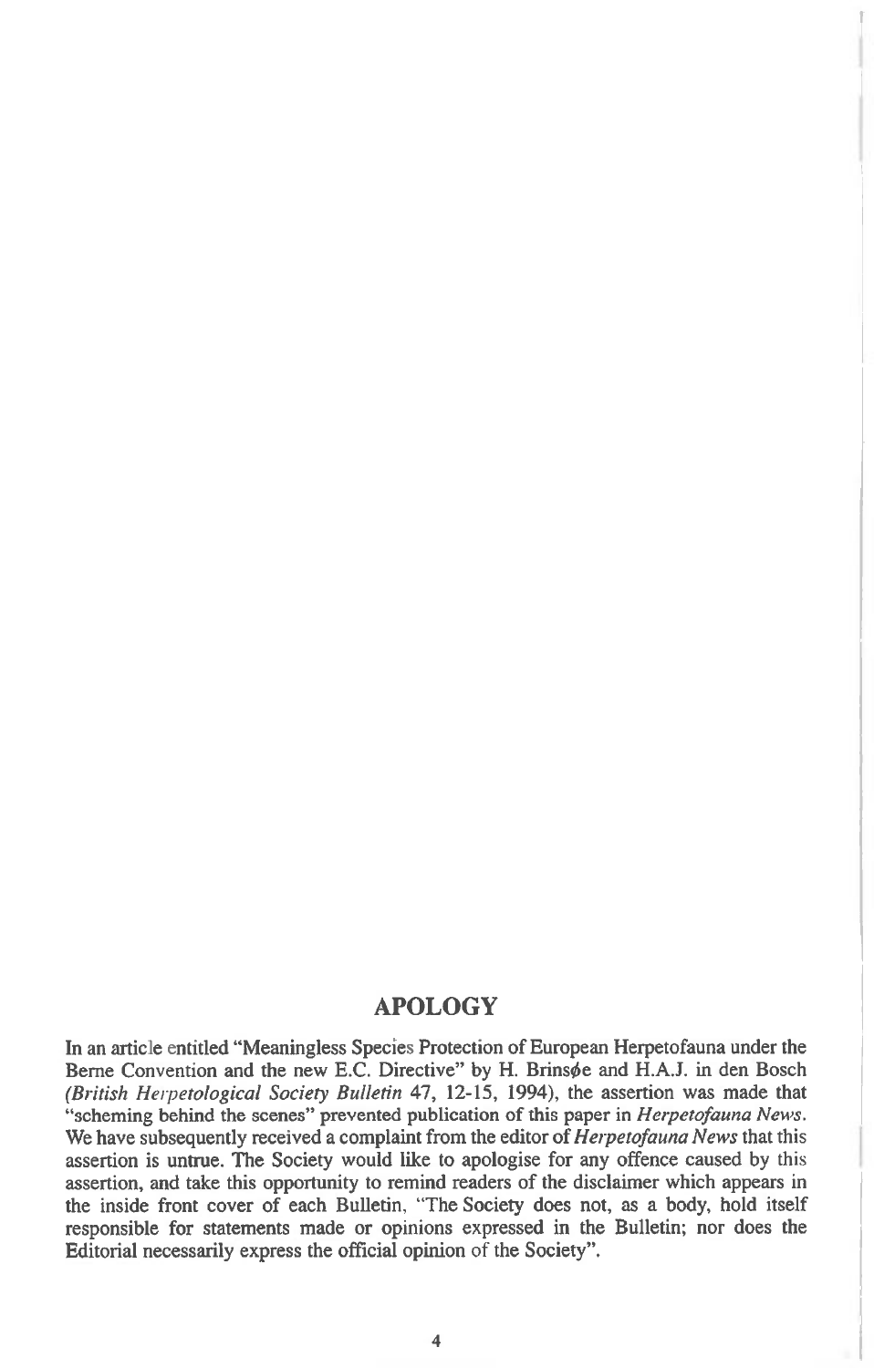## APOLOGY

In an article entitled "Meaningless Species Protection of European Herpetofauna under the Berne Convention and the new E.C. Directive" by H. Brinsøe and H.A.J. in den Bosch (*British Herpetological Society Bulletin* 47, 12-15, 1994), the assertion was made that "scheming behind the scenes" prevented publication of this paper in *Herpetofauna News*. We have subsequently received a complaint from the editor of *Herpetofauna News* that this assertion is untrue. The Society would like to apologise for any offence caused by this assertion, and take this opportunity to remind readers of the disclaimer which appears in the inside front cover of each Bulletin, "The Society does not, as a body, hold itself responsible for statements made or opinions expressed in the Bulletin; nor does the Editorial necessarily express the official opinion of the Society".